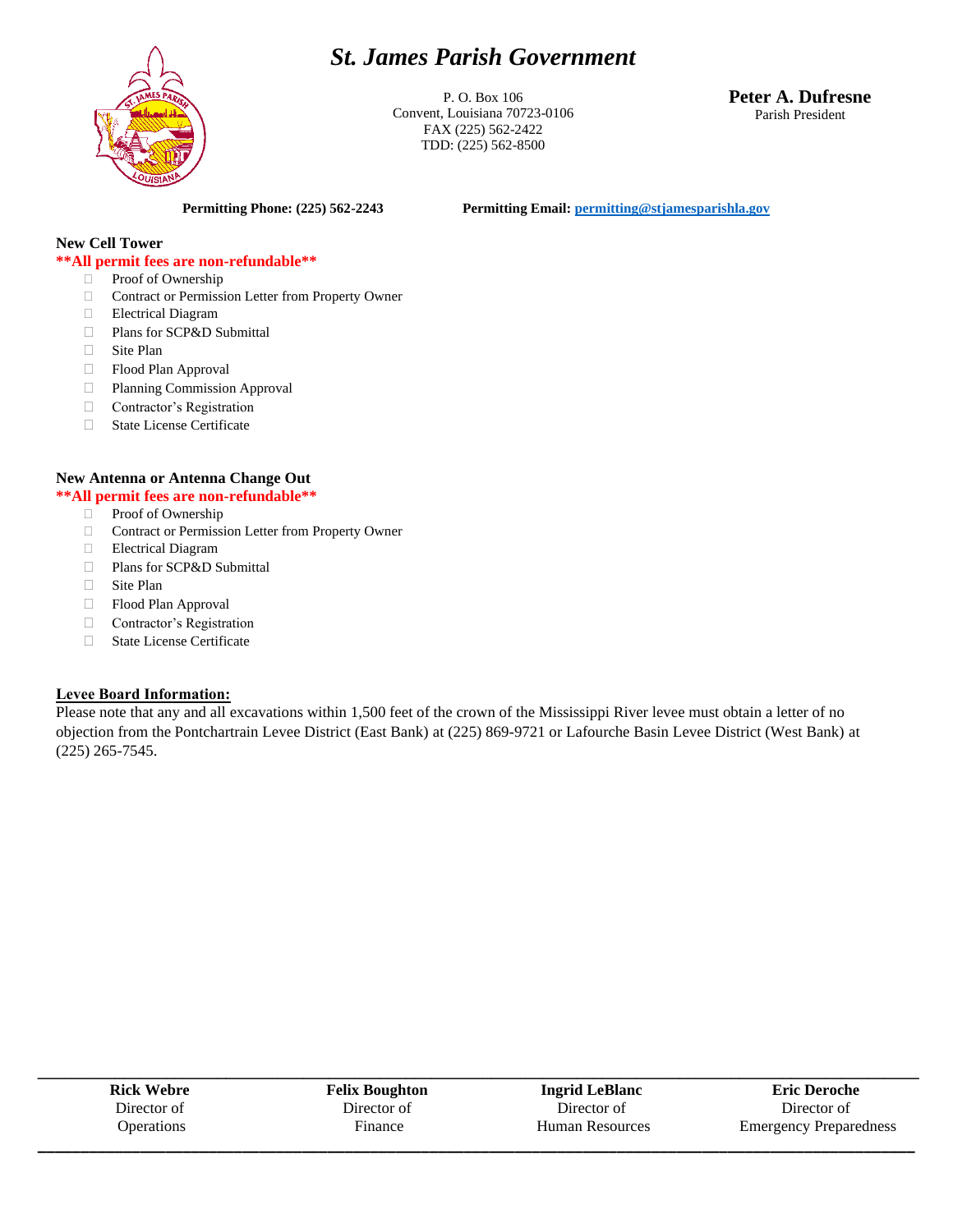# *St. James Parish Government*

P. O. Box 106
Convent, Louisiana 70723-0106
FAX (225) 562-2422
TDD: (225) 562-8500

**Peter A. Dufresne**
Parish President

**Permitting Phone: (225) 562-2243** **Permitting Email: [permitting@stjamesparishla.gov](mailto:permitting@stjamesparishla.gov)**

### New Cell Tower

**\*\*All permit fees are non-refundable\*\***

- ☐ Proof of Ownership
- ☐ Contract or Permission Letter from Property Owner
- ☐ Electrical Diagram
- ☐ Plans for SCP&D Submittal
- ☐ Site Plan
- ☐ Flood Plan Approval
- ☐ Planning Commission Approval
- ☐ Contractor's Registration
- ☐ State License Certificate

### New Antenna or Antenna Change Out

**\*\*All permit fees are non-refundable\*\***

- ☐ Proof of Ownership
- ☐ Contract or Permission Letter from Property Owner
- ☐ Electrical Diagram
- ☐ Plans for SCP&D Submittal
- ☐ Site Plan
- ☐ Flood Plan Approval
- ☐ Contractor's Registration
- ☐ State License Certificate

### Levee Board Information:

Please note that any and all excavations within 1,500 feet of the crown of the Mississippi River levee must obtain a letter of no objection from the Pontchartrain Levee District (East Bank) at (225) 869-9721 or Lafourche Basin Levee District (West Bank) at (225) 265-7545.

| **Rick Webre** | **Felix Boughton** | **Ingrid LeBlanc** | **Eric Deroche** |
|---|---|---|---|
| Director of Operations | Director of Finance | Director of Human Resources | Director of Emergency Preparedness |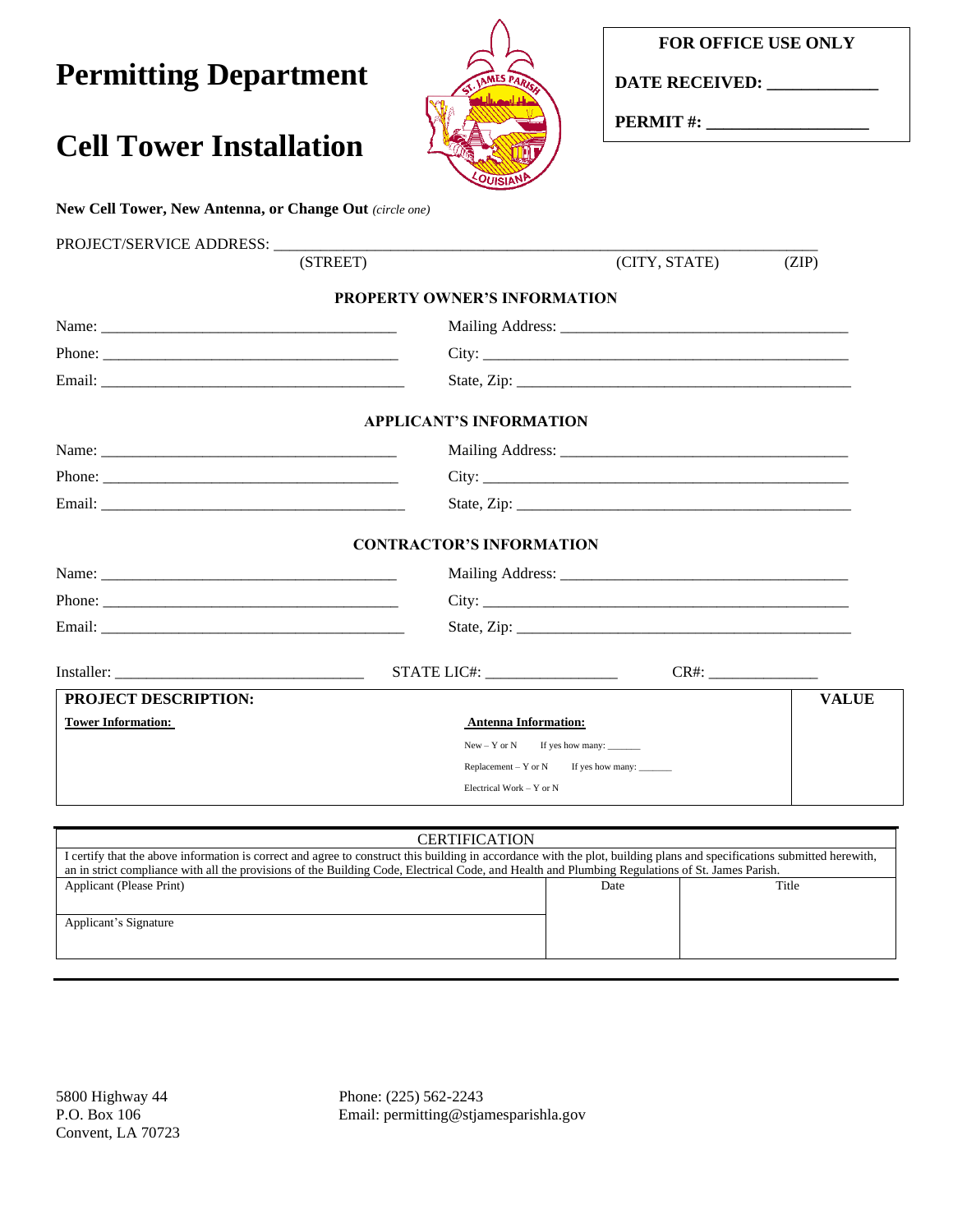# Permitting Department

# Cell Tower Installation

| FOR OFFICE USE ONLY |
|---|
| DATE RECEIVED: ____________ |
| PERMIT #: __________________ |

**New Cell Tower, New Antenna, or Change Out** *(circle one)*

PROJECT/SERVICE ADDRESS: ______________________________________________________________________
(STREET) (CITY, STATE) (ZIP)

### PROPERTY OWNER'S INFORMATION

Name: ______________________________________ Mailing Address: ____________________________________

Phone: ______________________________________ City: ______________________________________________

Email: _______________________________________ State, Zip: __________________________________________

### APPLICANT'S INFORMATION

Name: ______________________________________ Mailing Address: ____________________________________

Phone: ______________________________________ City: ______________________________________________

Email: _______________________________________ State, Zip: __________________________________________

### CONTRACTOR'S INFORMATION

Name: ______________________________________ Mailing Address: ____________________________________

Phone: ______________________________________ City: ______________________________________________

Email: _______________________________________ State, Zip: __________________________________________

Installer: _______________________________ STATE LIC#: ________________ CR#: ______________

| PROJECT DESCRIPTION: | | VALUE |
|---|---|---|
| **Tower Information:** | **Antenna Information:**<br>New – Y or N If yes how many: ______<br>Replacement – Y or N If yes how many: ______<br>Electrical Work – Y or N | |

| CERTIFICATION | | |
|---|---|---|
| I certify that the above information is correct and agree to construct this building in accordance with the plot, building plans and specifications submitted herewith, an in strict compliance with all the provisions of the Building Code, Electrical Code, and Health and Plumbing Regulations of St. James Parish. | | |
| Applicant (Please Print) | Date | Title |
| Applicant's Signature | | |

5800 Highway 44
P.O. Box 106
Convent, LA 70723

Phone: (225) 562-2243
Email: permitting@stjamesparishla.gov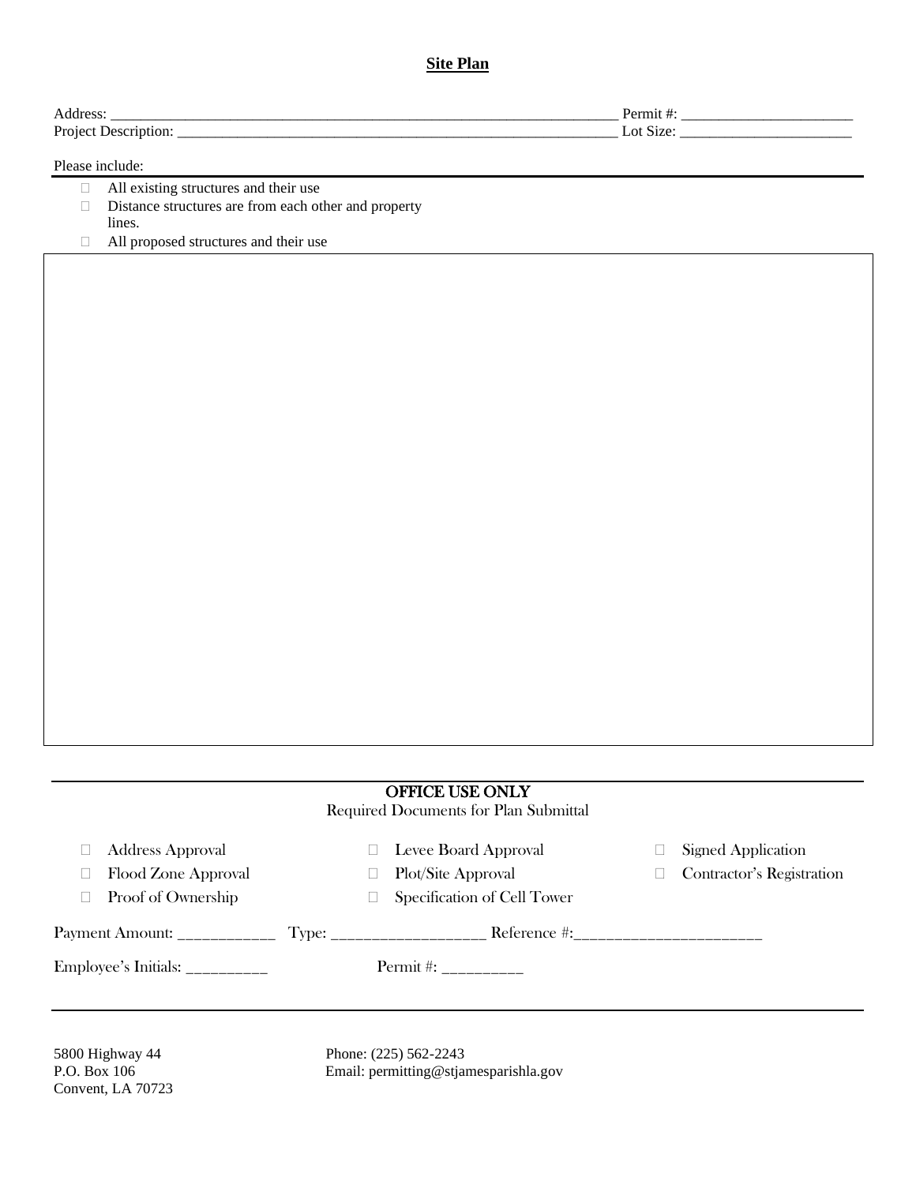## Site Plan

Address: ______________________________________________________________________ Permit #: _______________________
Project Description: _____________________________________________________________ Lot Size: _______________________

Please include:

- ☐ All existing structures and their use
- ☐ Distance structures are from each other and property lines.
- ☐ All proposed structures and their use

---

**OFFICE USE ONLY**

Required Documents for Plan Submittal

- ☐ Address Approval
- ☐ Flood Zone Approval
- ☐ Proof of Ownership
- ☐ Levee Board Approval
- ☐ Plot/Site Approval
- ☐ Specification of Cell Tower
- ☐ Signed Application
- ☐ Contractor's Registration

Payment Amount: ____________ Type: ___________________ Reference #:_______________________

Employee's Initials: __________ Permit #: __________

---

5800 Highway 44
P.O. Box 106
Convent, LA 70723

Phone: (225) 562-2243
Email: permitting@stjamesparishla.gov